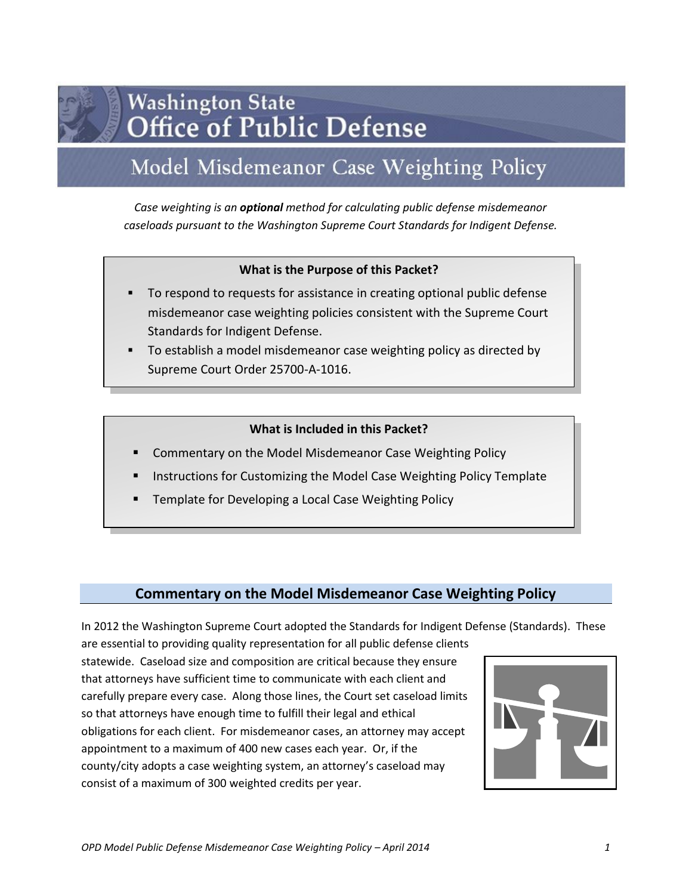# Washington State Office of Public Defense

## Model Misdemeanor Case Weighting Policy

*Case weighting is an **optional** method for calculating public defense misdemeanor caseloads pursuant to the Washington Supreme Court Standards for Indigent Defense.*

**What is the Purpose of this Packet?**

- To respond to requests for assistance in creating optional public defense misdemeanor case weighting policies consistent with the Supreme Court Standards for Indigent Defense.
- To establish a model misdemeanor case weighting policy as directed by Supreme Court Order 25700-A-1016.

**What is Included in this Packet?**

- Commentary on the Model Misdemeanor Case Weighting Policy
- Instructions for Customizing the Model Case Weighting Policy Template
- Template for Developing a Local Case Weighting Policy

## Commentary on the Model Misdemeanor Case Weighting Policy

In 2012 the Washington Supreme Court adopted the Standards for Indigent Defense (Standards). These are essential to providing quality representation for all public defense clients statewide. Caseload size and composition are critical because they ensure that attorneys have sufficient time to communicate with each client and carefully prepare every case. Along those lines, the Court set caseload limits so that attorneys have enough time to fulfill their legal and ethical obligations for each client. For misdemeanor cases, an attorney may accept appointment to a maximum of 400 new cases each year. Or, if the county/city adopts a case weighting system, an attorney's caseload may consist of a maximum of 300 weighted credits per year.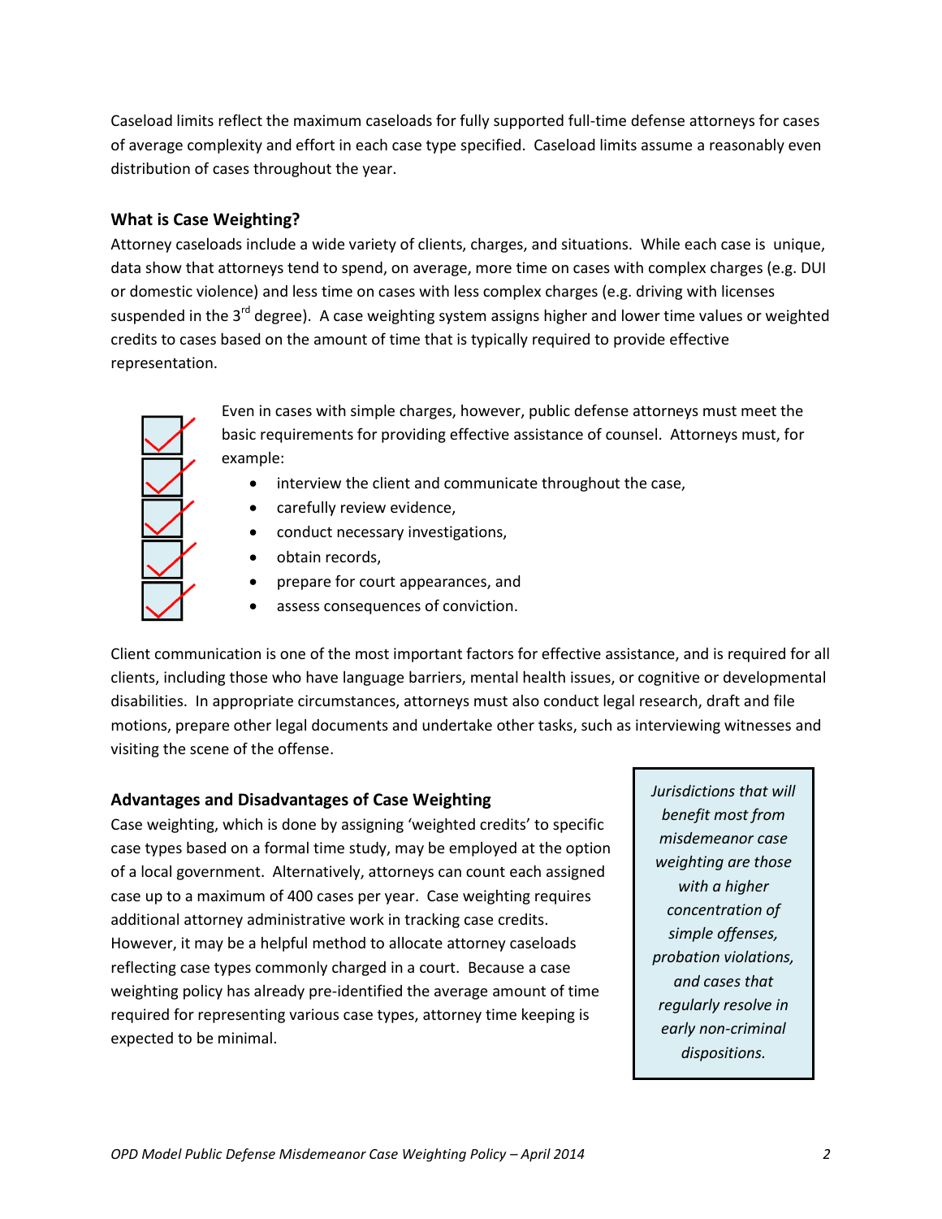Caseload limits reflect the maximum caseloads for fully supported full-time defense attorneys for cases of average complexity and effort in each case type specified. Caseload limits assume a reasonably even distribution of cases throughout the year.

### What is Case Weighting?

Attorney caseloads include a wide variety of clients, charges, and situations. While each case is unique, data show that attorneys tend to spend, on average, more time on cases with complex charges (e.g. DUI or domestic violence) and less time on cases with less complex charges (e.g. driving with licenses suspended in the 3rd degree). A case weighting system assigns higher and lower time values or weighted credits to cases based on the amount of time that is typically required to provide effective representation.

Even in cases with simple charges, however, public defense attorneys must meet the basic requirements for providing effective assistance of counsel. Attorneys must, for example:

- interview the client and communicate throughout the case,
- carefully review evidence,
- conduct necessary investigations,
- obtain records,
- prepare for court appearances, and
- assess consequences of conviction.

Client communication is one of the most important factors for effective assistance, and is required for all clients, including those who have language barriers, mental health issues, or cognitive or developmental disabilities. In appropriate circumstances, attorneys must also conduct legal research, draft and file motions, prepare other legal documents and undertake other tasks, such as interviewing witnesses and visiting the scene of the offense.

### Advantages and Disadvantages of Case Weighting

Case weighting, which is done by assigning 'weighted credits' to specific case types based on a formal time study, may be employed at the option of a local government. Alternatively, attorneys can count each assigned case up to a maximum of 400 cases per year. Case weighting requires additional attorney administrative work in tracking case credits. However, it may be a helpful method to allocate attorney caseloads reflecting case types commonly charged in a court. Because a case weighting policy has already pre-identified the average amount of time required for representing various case types, attorney time keeping is expected to be minimal.

*Jurisdictions that will benefit most from misdemeanor case weighting are those with a higher concentration of simple offenses, probation violations, and cases that regularly resolve in early non-criminal dispositions.*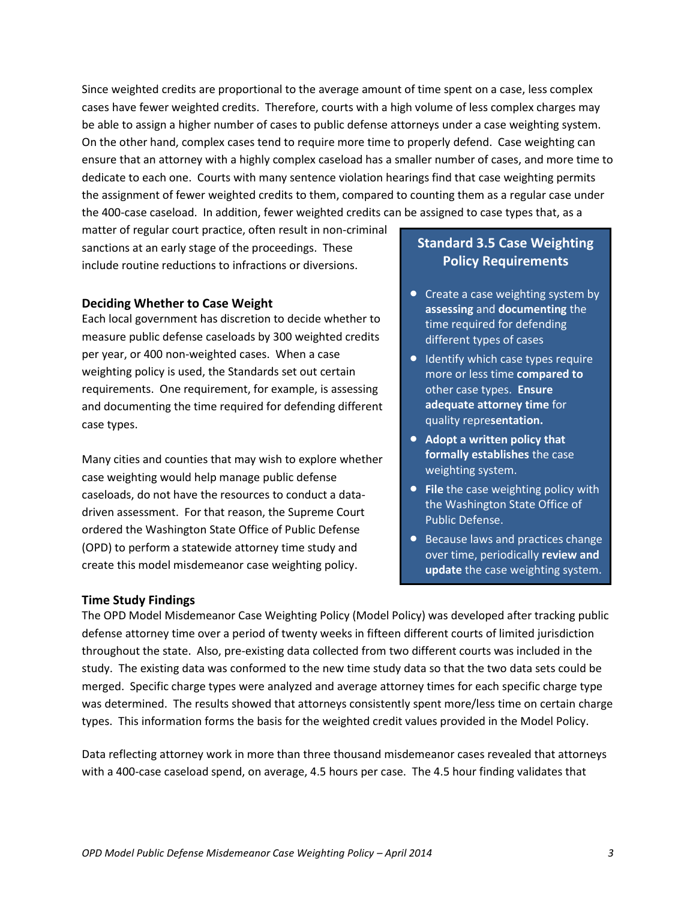Since weighted credits are proportional to the average amount of time spent on a case, less complex cases have fewer weighted credits. Therefore, courts with a high volume of less complex charges may be able to assign a higher number of cases to public defense attorneys under a case weighting system. On the other hand, complex cases tend to require more time to properly defend. Case weighting can ensure that an attorney with a highly complex caseload has a smaller number of cases, and more time to dedicate to each one. Courts with many sentence violation hearings find that case weighting permits the assignment of fewer weighted credits to them, compared to counting them as a regular case under the 400-case caseload. In addition, fewer weighted credits can be assigned to case types that, as a matter of regular court practice, often result in non-criminal sanctions at an early stage of the proceedings. These include routine reductions to infractions or diversions.

### Deciding Whether to Case Weight

Each local government has discretion to decide whether to measure public defense caseloads by 300 weighted credits per year, or 400 non-weighted cases. When a case weighting policy is used, the Standards set out certain requirements. One requirement, for example, is assessing and documenting the time required for defending different case types.

Many cities and counties that may wish to explore whether case weighting would help manage public defense caseloads, do not have the resources to conduct a data-driven assessment. For that reason, the Supreme Court ordered the Washington State Office of Public Defense (OPD) to perform a statewide attorney time study and create this model misdemeanor case weighting policy.

> **Standard 3.5 Case Weighting Policy Requirements**
>
> - Create a case weighting system by **assessing** and **documenting** the time required for defending different types of cases
> - Identify which case types require more or less time **compared to** other case types. **Ensure adequate attorney time** for quality repre**sentation.**
> - **Adopt a written policy that formally establishes** the case weighting system.
> - **File** the case weighting policy with the Washington State Office of Public Defense.
> - Because laws and practices change over time, periodically **review and update** the case weighting system.

### Time Study Findings

The OPD Model Misdemeanor Case Weighting Policy (Model Policy) was developed after tracking public defense attorney time over a period of twenty weeks in fifteen different courts of limited jurisdiction throughout the state. Also, pre-existing data collected from two different courts was included in the study. The existing data was conformed to the new time study data so that the two data sets could be merged. Specific charge types were analyzed and average attorney times for each specific charge type was determined. The results showed that attorneys consistently spent more/less time on certain charge types. This information forms the basis for the weighted credit values provided in the Model Policy.

Data reflecting attorney work in more than three thousand misdemeanor cases revealed that attorneys with a 400-case caseload spend, on average, 4.5 hours per case. The 4.5 hour finding validates that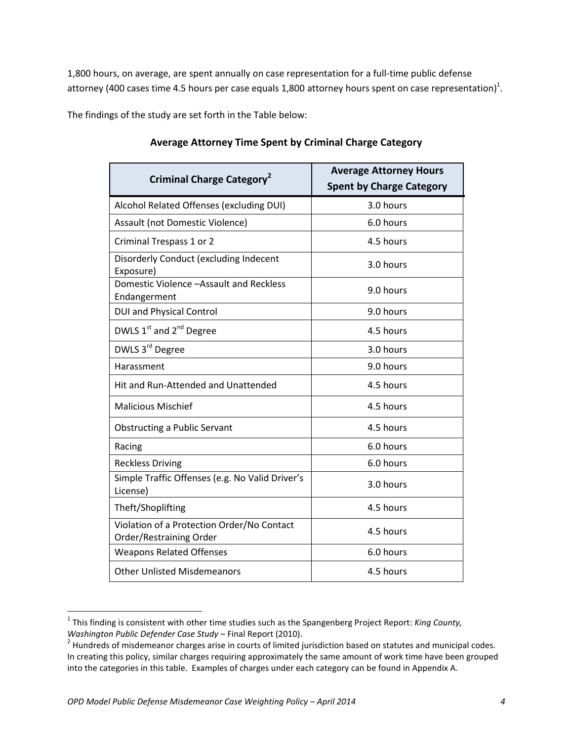1,800 hours, on average, are spent annually on case representation for a full-time public defense attorney (400 cases time 4.5 hours per case equals 1,800 attorney hours spent on case representation)[1].

The findings of the study are set forth in the Table below:

**Average Attorney Time Spent by Criminal Charge Category**

| Criminal Charge Category[2] | Average Attorney Hours Spent by Charge Category |
|---|---|
| Alcohol Related Offenses (excluding DUI) | 3.0 hours |
| Assault (not Domestic Violence) | 6.0 hours |
| Criminal Trespass 1 or 2 | 4.5 hours |
| Disorderly Conduct (excluding Indecent Exposure) | 3.0 hours |
| Domestic Violence –Assault and Reckless Endangerment | 9.0 hours |
| DUI and Physical Control | 9.0 hours |
| DWLS 1st and 2nd Degree | 4.5 hours |
| DWLS 3rd Degree | 3.0 hours |
| Harassment | 9.0 hours |
| Hit and Run-Attended and Unattended | 4.5 hours |
| Malicious Mischief | 4.5 hours |
| Obstructing a Public Servant | 4.5 hours |
| Racing | 6.0 hours |
| Reckless Driving | 6.0 hours |
| Simple Traffic Offenses (e.g. No Valid Driver's License) | 3.0 hours |
| Theft/Shoplifting | 4.5 hours |
| Violation of a Protection Order/No Contact Order/Restraining Order | 4.5 hours |
| Weapons Related Offenses | 6.0 hours |
| Other Unlisted Misdemeanors | 4.5 hours |

[1] This finding is consistent with other time studies such as the Spangenberg Project Report: *King County, Washington Public Defender Case Study* – Final Report (2010).

[2] Hundreds of misdemeanor charges arise in courts of limited jurisdiction based on statutes and municipal codes. In creating this policy, similar charges requiring approximately the same amount of work time have been grouped into the categories in this table. Examples of charges under each category can be found in Appendix A.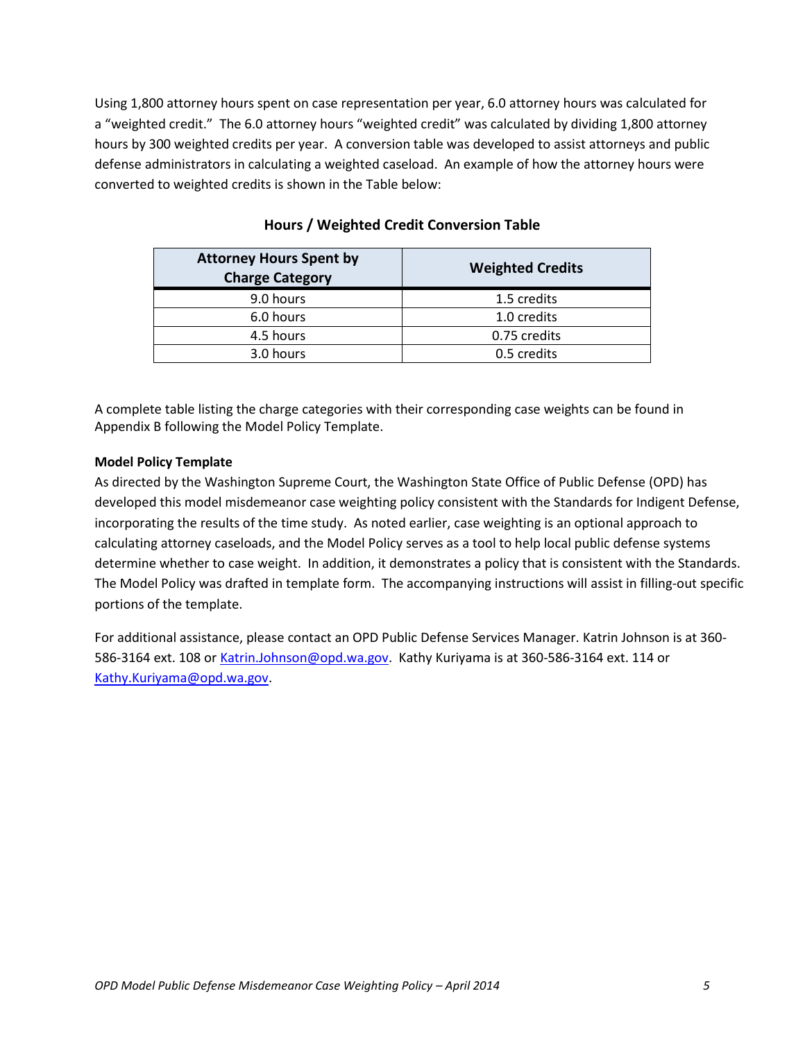Using 1,800 attorney hours spent on case representation per year, 6.0 attorney hours was calculated for a "weighted credit." The 6.0 attorney hours "weighted credit" was calculated by dividing 1,800 attorney hours by 300 weighted credits per year. A conversion table was developed to assist attorneys and public defense administrators in calculating a weighted caseload. An example of how the attorney hours were converted to weighted credits is shown in the Table below:

**Hours / Weighted Credit Conversion Table**

| Attorney Hours Spent by Charge Category | Weighted Credits |
|---|---|
| 9.0 hours | 1.5 credits |
| 6.0 hours | 1.0 credits |
| 4.5 hours | 0.75 credits |
| 3.0 hours | 0.5 credits |

A complete table listing the charge categories with their corresponding case weights can be found in Appendix B following the Model Policy Template.

**Model Policy Template**

As directed by the Washington Supreme Court, the Washington State Office of Public Defense (OPD) has developed this model misdemeanor case weighting policy consistent with the Standards for Indigent Defense, incorporating the results of the time study. As noted earlier, case weighting is an optional approach to calculating attorney caseloads, and the Model Policy serves as a tool to help local public defense systems determine whether to case weight. In addition, it demonstrates a policy that is consistent with the Standards. The Model Policy was drafted in template form. The accompanying instructions will assist in filling-out specific portions of the template.

For additional assistance, please contact an OPD Public Defense Services Manager. Katrin Johnson is at 360-586-3164 ext. 108 or Katrin.Johnson@opd.wa.gov. Kathy Kuriyama is at 360-586-3164 ext. 114 or Kathy.Kuriyama@opd.wa.gov.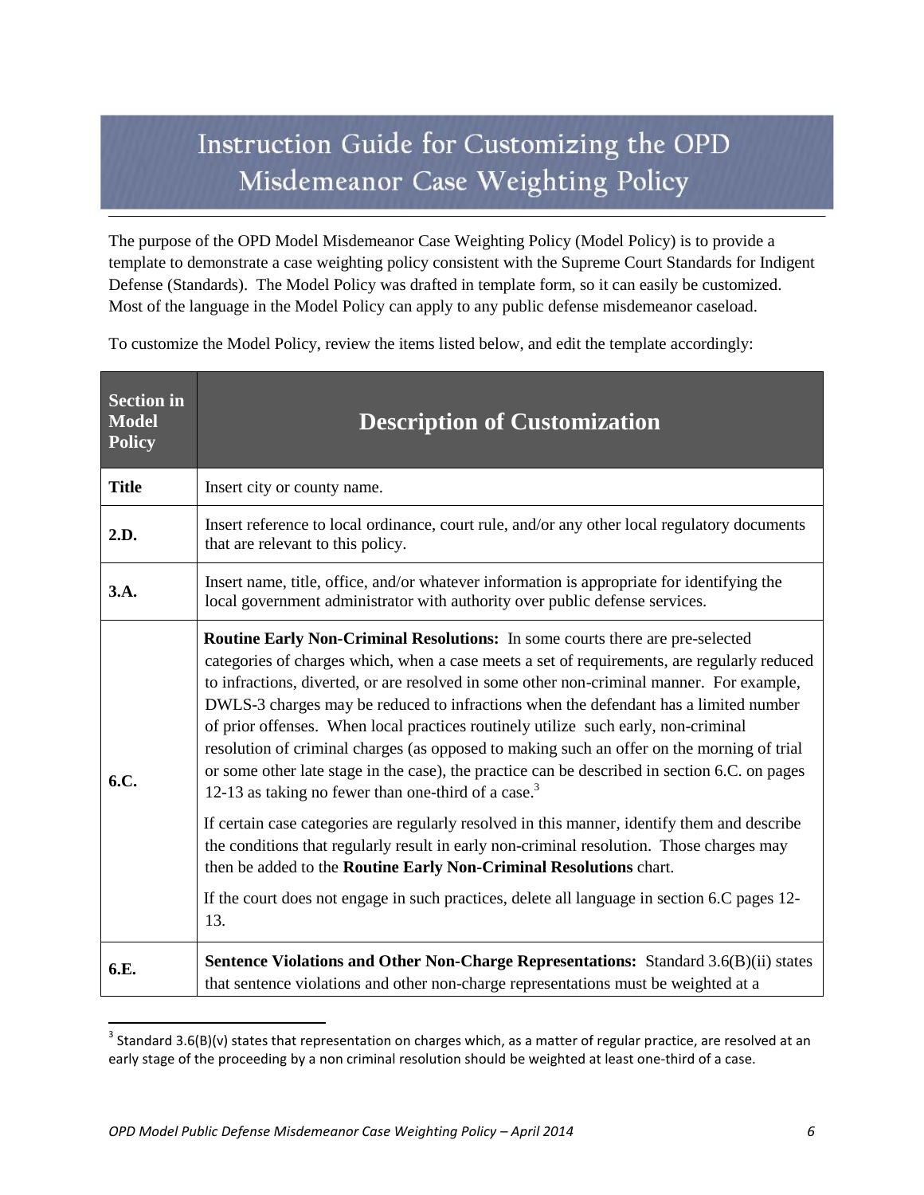# Instruction Guide for Customizing the OPD Misdemeanor Case Weighting Policy

The purpose of the OPD Model Misdemeanor Case Weighting Policy (Model Policy) is to provide a template to demonstrate a case weighting policy consistent with the Supreme Court Standards for Indigent Defense (Standards). The Model Policy was drafted in template form, so it can easily be customized. Most of the language in the Model Policy can apply to any public defense misdemeanor caseload.

To customize the Model Policy, review the items listed below, and edit the template accordingly:

| Section in Model Policy | Description of Customization |
|---|---|
| **Title** | Insert city or county name. |
| **2.D.** | Insert reference to local ordinance, court rule, and/or any other local regulatory documents that are relevant to this policy. |
| **3.A.** | Insert name, title, office, and/or whatever information is appropriate for identifying the local government administrator with authority over public defense services. |
| **6.C.** | **Routine Early Non-Criminal Resolutions:** In some courts there are pre-selected categories of charges which, when a case meets a set of requirements, are regularly reduced to infractions, diverted, or are resolved in some other non-criminal manner. For example, DWLS-3 charges may be reduced to infractions when the defendant has a limited number of prior offenses. When local practices routinely utilize such early, non-criminal resolution of criminal charges (as opposed to making such an offer on the morning of trial or some other late stage in the case), the practice can be described in section 6.C. on pages 12-13 as taking no fewer than one-third of a case.[3] <br><br> If certain case categories are regularly resolved in this manner, identify them and describe the conditions that regularly result in early non-criminal resolution. Those charges may then be added to the **Routine Early Non-Criminal Resolutions** chart. <br><br> If the court does not engage in such practices, delete all language in section 6.C pages 12-13. |
| **6.E.** | **Sentence Violations and Other Non-Charge Representations:** Standard 3.6(B)(ii) states that sentence violations and other non-charge representations must be weighted at a |

[3] Standard 3.6(B)(v) states that representation on charges which, as a matter of regular practice, are resolved at an early stage of the proceeding by a non criminal resolution should be weighted at least one-third of a case.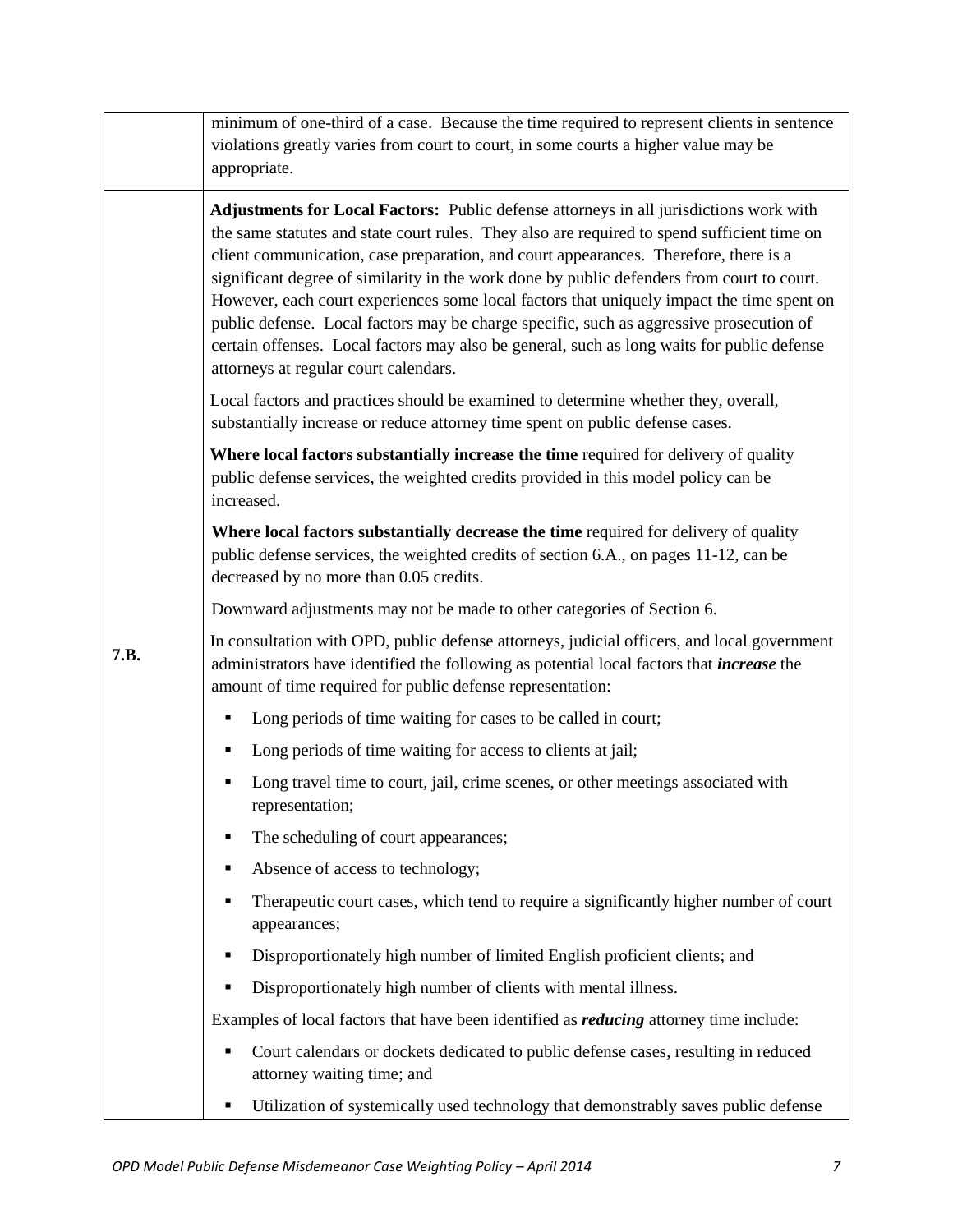| | |
|---|---|
| | minimum of one-third of a case. Because the time required to represent clients in sentence violations greatly varies from court to court, in some courts a higher value may be appropriate. |
| 7.B. | **Adjustments for Local Factors:** Public defense attorneys in all jurisdictions work with the same statutes and state court rules. They also are required to spend sufficient time on client communication, case preparation, and court appearances. Therefore, there is a significant degree of similarity in the work done by public defenders from court to court. However, each court experiences some local factors that uniquely impact the time spent on public defense. Local factors may be charge specific, such as aggressive prosecution of certain offenses. Local factors may also be general, such as long waits for public defense attorneys at regular court calendars.<br><br>Local factors and practices should be examined to determine whether they, overall, substantially increase or reduce attorney time spent on public defense cases.<br><br>**Where local factors substantially increase the time** required for delivery of quality public defense services, the weighted credits provided in this model policy can be increased.<br><br>**Where local factors substantially decrease the time** required for delivery of quality public defense services, the weighted credits of section 6.A., on pages 11-12, can be decreased by no more than 0.05 credits.<br><br>Downward adjustments may not be made to other categories of Section 6.<br><br>In consultation with OPD, public defense attorneys, judicial officers, and local government administrators have identified the following as potential local factors that ***increase*** the amount of time required for public defense representation:<br><br>▪ Long periods of time waiting for cases to be called in court;<br>▪ Long periods of time waiting for access to clients at jail;<br>▪ Long travel time to court, jail, crime scenes, or other meetings associated with representation;<br>▪ The scheduling of court appearances;<br>▪ Absence of access to technology;<br>▪ Therapeutic court cases, which tend to require a significantly higher number of court appearances;<br>▪ Disproportionately high number of limited English proficient clients; and<br>▪ Disproportionately high number of clients with mental illness.<br><br>Examples of local factors that have been identified as ***reducing*** attorney time include:<br><br>▪ Court calendars or dockets dedicated to public defense cases, resulting in reduced attorney waiting time; and<br>▪ Utilization of systemically used technology that demonstrably saves public defense |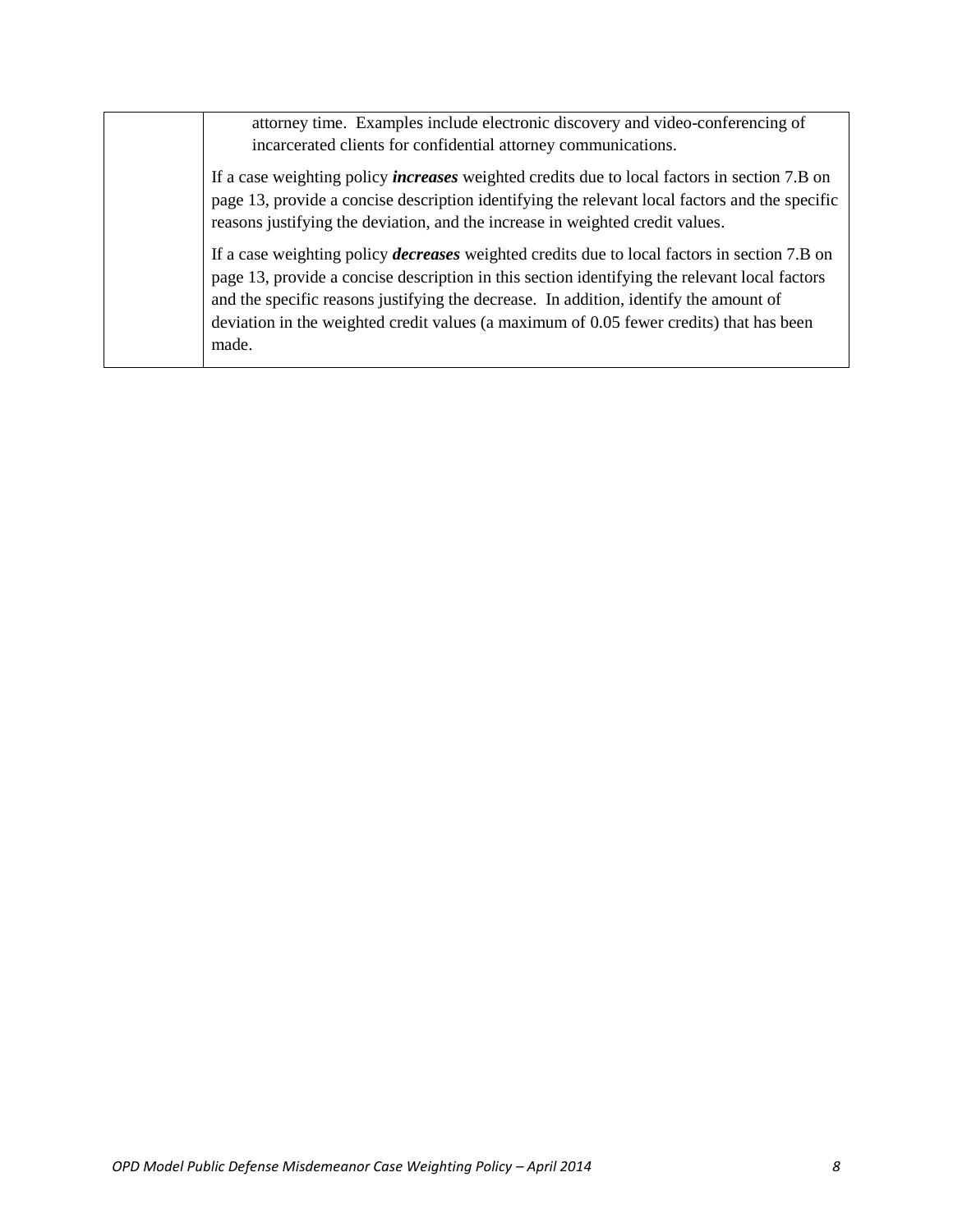| | |
|---|---|
| | attorney time. Examples include electronic discovery and video-conferencing of incarcerated clients for confidential attorney communications.<br><br>If a case weighting policy ***increases*** weighted credits due to local factors in section 7.B on page 13, provide a concise description identifying the relevant local factors and the specific reasons justifying the deviation, and the increase in weighted credit values.<br><br>If a case weighting policy ***decreases*** weighted credits due to local factors in section 7.B on page 13, provide a concise description in this section identifying the relevant local factors and the specific reasons justifying the decrease. In addition, identify the amount of deviation in the weighted credit values (a maximum of 0.05 fewer credits) that has been made. |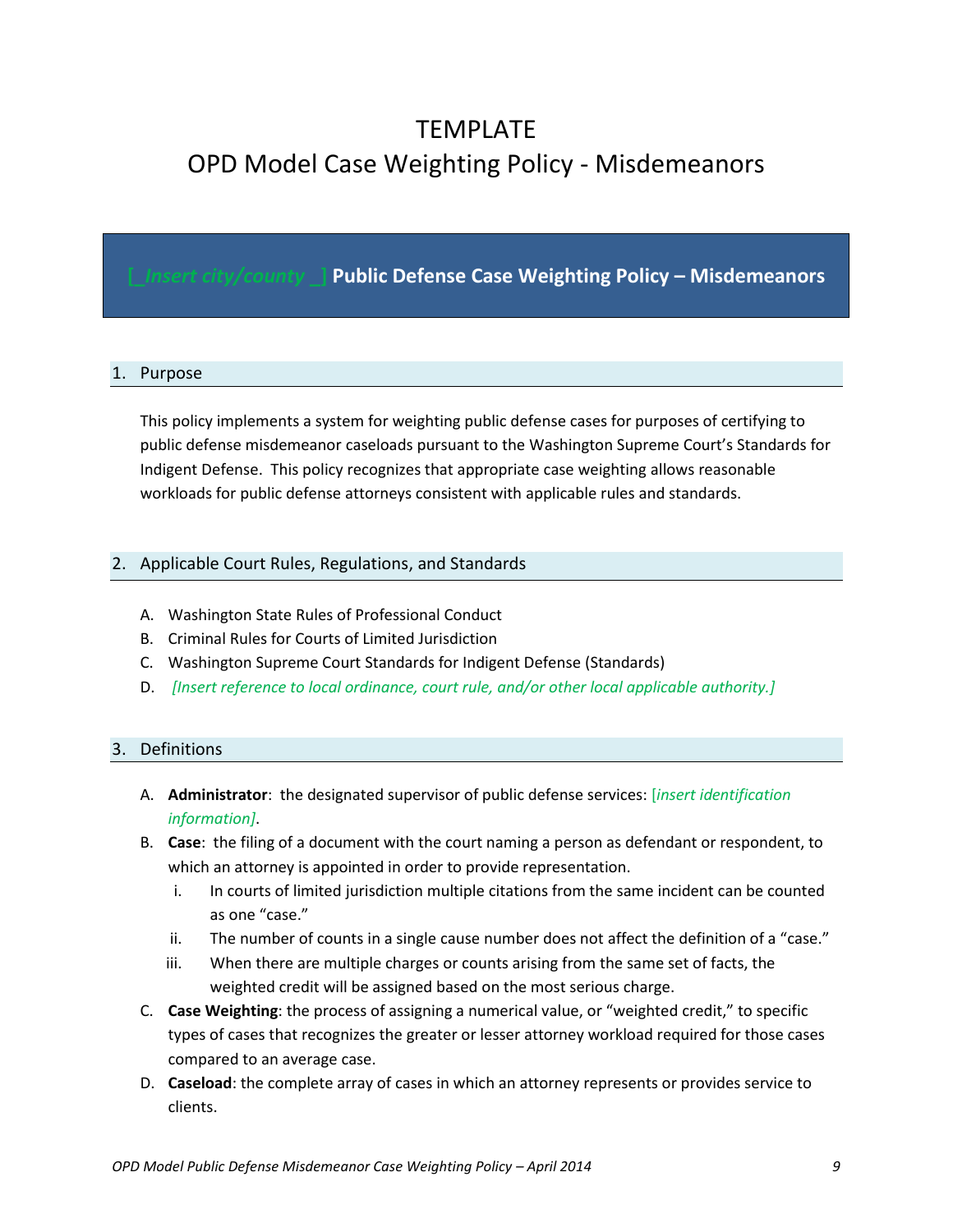# TEMPLATE
# OPD Model Case Weighting Policy - Misdemeanors

## [_Insert city/county _] Public Defense Case Weighting Policy – Misdemeanors

### 1. Purpose

This policy implements a system for weighting public defense cases for purposes of certifying to public defense misdemeanor caseloads pursuant to the Washington Supreme Court's Standards for Indigent Defense. This policy recognizes that appropriate case weighting allows reasonable workloads for public defense attorneys consistent with applicable rules and standards.

### 2. Applicable Court Rules, Regulations, and Standards

A. Washington State Rules of Professional Conduct
B. Criminal Rules for Courts of Limited Jurisdiction
C. Washington Supreme Court Standards for Indigent Defense (Standards)
D. *[Insert reference to local ordinance, court rule, and/or other local applicable authority.]*

### 3. Definitions

A. **Administrator**: the designated supervisor of public defense services: [*insert identification information]*.

B. **Case**: the filing of a document with the court naming a person as defendant or respondent, to which an attorney is appointed in order to provide representation.
   i. In courts of limited jurisdiction multiple citations from the same incident can be counted as one "case."
   ii. The number of counts in a single cause number does not affect the definition of a "case."
   iii. When there are multiple charges or counts arising from the same set of facts, the weighted credit will be assigned based on the most serious charge.

C. **Case Weighting**: the process of assigning a numerical value, or "weighted credit," to specific types of cases that recognizes the greater or lesser attorney workload required for those cases compared to an average case.

D. **Caseload**: the complete array of cases in which an attorney represents or provides service to clients.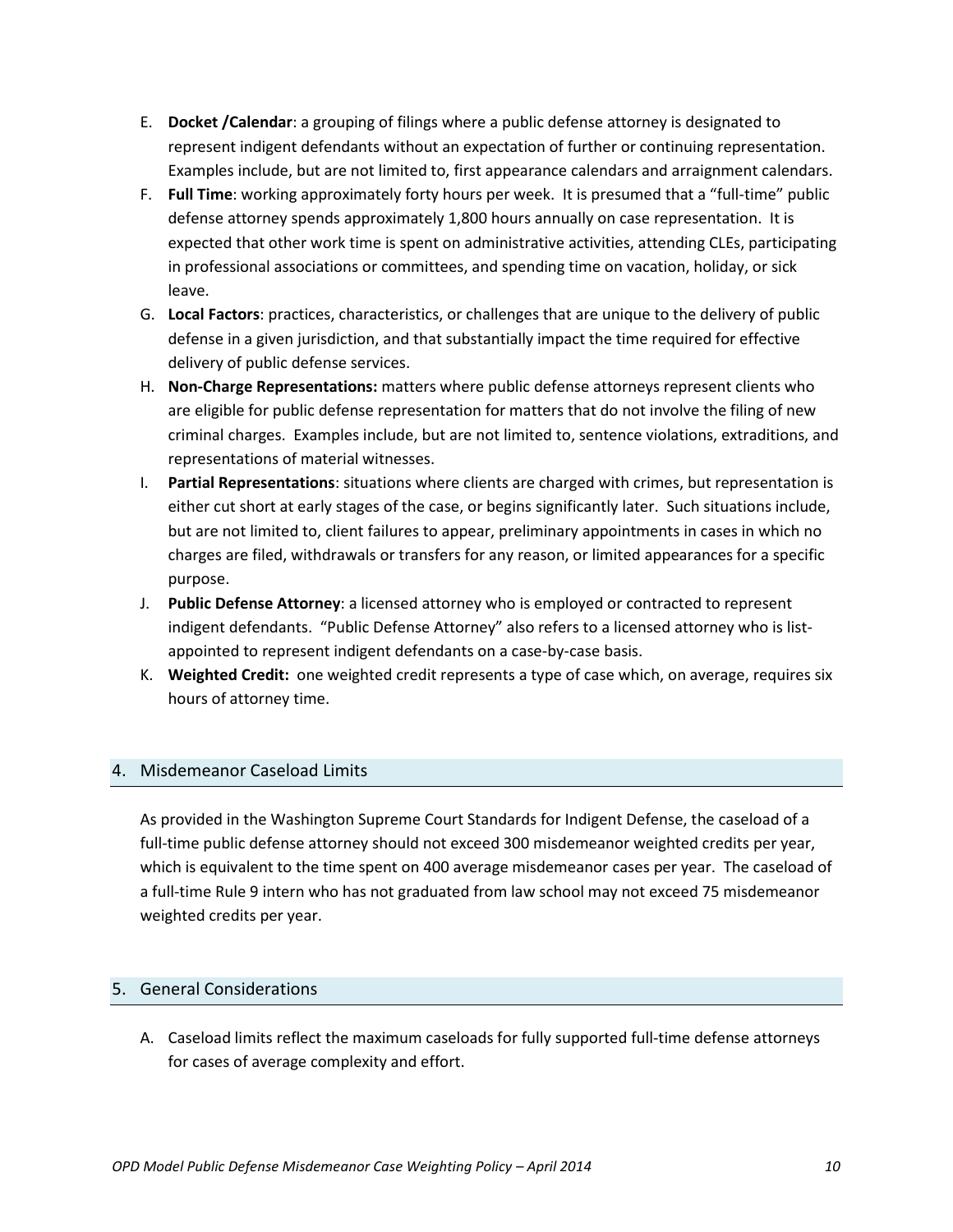E. **Docket /Calendar**: a grouping of filings where a public defense attorney is designated to represent indigent defendants without an expectation of further or continuing representation. Examples include, but are not limited to, first appearance calendars and arraignment calendars.

F. **Full Time**: working approximately forty hours per week. It is presumed that a "full-time" public defense attorney spends approximately 1,800 hours annually on case representation. It is expected that other work time is spent on administrative activities, attending CLEs, participating in professional associations or committees, and spending time on vacation, holiday, or sick leave.

G. **Local Factors**: practices, characteristics, or challenges that are unique to the delivery of public defense in a given jurisdiction, and that substantially impact the time required for effective delivery of public defense services.

H. **Non-Charge Representations:** matters where public defense attorneys represent clients who are eligible for public defense representation for matters that do not involve the filing of new criminal charges. Examples include, but are not limited to, sentence violations, extraditions, and representations of material witnesses.

I. **Partial Representations**: situations where clients are charged with crimes, but representation is either cut short at early stages of the case, or begins significantly later. Such situations include, but are not limited to, client failures to appear, preliminary appointments in cases in which no charges are filed, withdrawals or transfers for any reason, or limited appearances for a specific purpose.

J. **Public Defense Attorney**: a licensed attorney who is employed or contracted to represent indigent defendants. "Public Defense Attorney" also refers to a licensed attorney who is list-appointed to represent indigent defendants on a case-by-case basis.

K. **Weighted Credit:** one weighted credit represents a type of case which, on average, requires six hours of attorney time.

## 4. Misdemeanor Caseload Limits

As provided in the Washington Supreme Court Standards for Indigent Defense, the caseload of a full-time public defense attorney should not exceed 300 misdemeanor weighted credits per year, which is equivalent to the time spent on 400 average misdemeanor cases per year. The caseload of a full-time Rule 9 intern who has not graduated from law school may not exceed 75 misdemeanor weighted credits per year.

## 5. General Considerations

A. Caseload limits reflect the maximum caseloads for fully supported full-time defense attorneys for cases of average complexity and effort.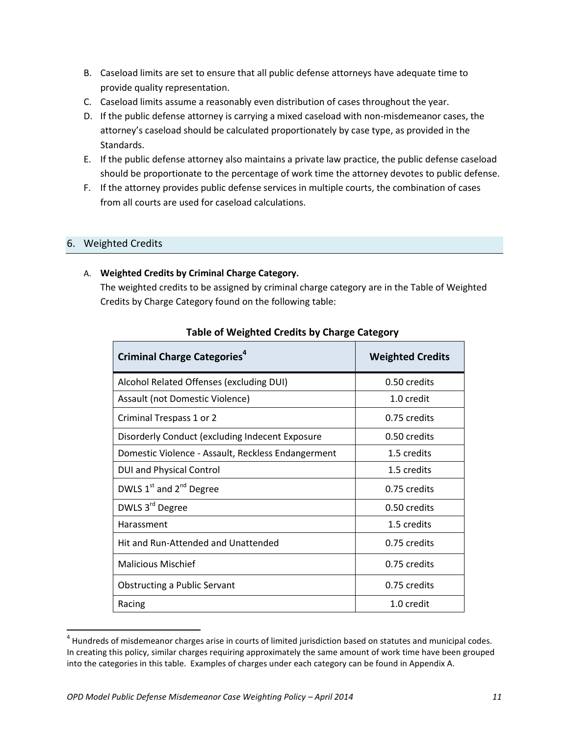B. Caseload limits are set to ensure that all public defense attorneys have adequate time to provide quality representation.
C. Caseload limits assume a reasonably even distribution of cases throughout the year.
D. If the public defense attorney is carrying a mixed caseload with non-misdemeanor cases, the attorney's caseload should be calculated proportionately by case type, as provided in the Standards.
E. If the public defense attorney also maintains a private law practice, the public defense caseload should be proportionate to the percentage of work time the attorney devotes to public defense.
F. If the attorney provides public defense services in multiple courts, the combination of cases from all courts are used for caseload calculations.

## 6. Weighted Credits

A. **Weighted Credits by Criminal Charge Category.**
The weighted credits to be assigned by criminal charge category are in the Table of Weighted Credits by Charge Category found on the following table:

**Table of Weighted Credits by Charge Category**

| Criminal Charge Categories[4] | Weighted Credits |
|---|---|
| Alcohol Related Offenses (excluding DUI) | 0.50 credits |
| Assault (not Domestic Violence) | 1.0 credit |
| Criminal Trespass 1 or 2 | 0.75 credits |
| Disorderly Conduct (excluding Indecent Exposure | 0.50 credits |
| Domestic Violence - Assault, Reckless Endangerment | 1.5 credits |
| DUI and Physical Control | 1.5 credits |
| DWLS 1st and 2nd Degree | 0.75 credits |
| DWLS 3rd Degree | 0.50 credits |
| Harassment | 1.5 credits |
| Hit and Run-Attended and Unattended | 0.75 credits |
| Malicious Mischief | 0.75 credits |
| Obstructing a Public Servant | 0.75 credits |
| Racing | 1.0 credit |

[4] Hundreds of misdemeanor charges arise in courts of limited jurisdiction based on statutes and municipal codes. In creating this policy, similar charges requiring approximately the same amount of work time have been grouped into the categories in this table. Examples of charges under each category can be found in Appendix A.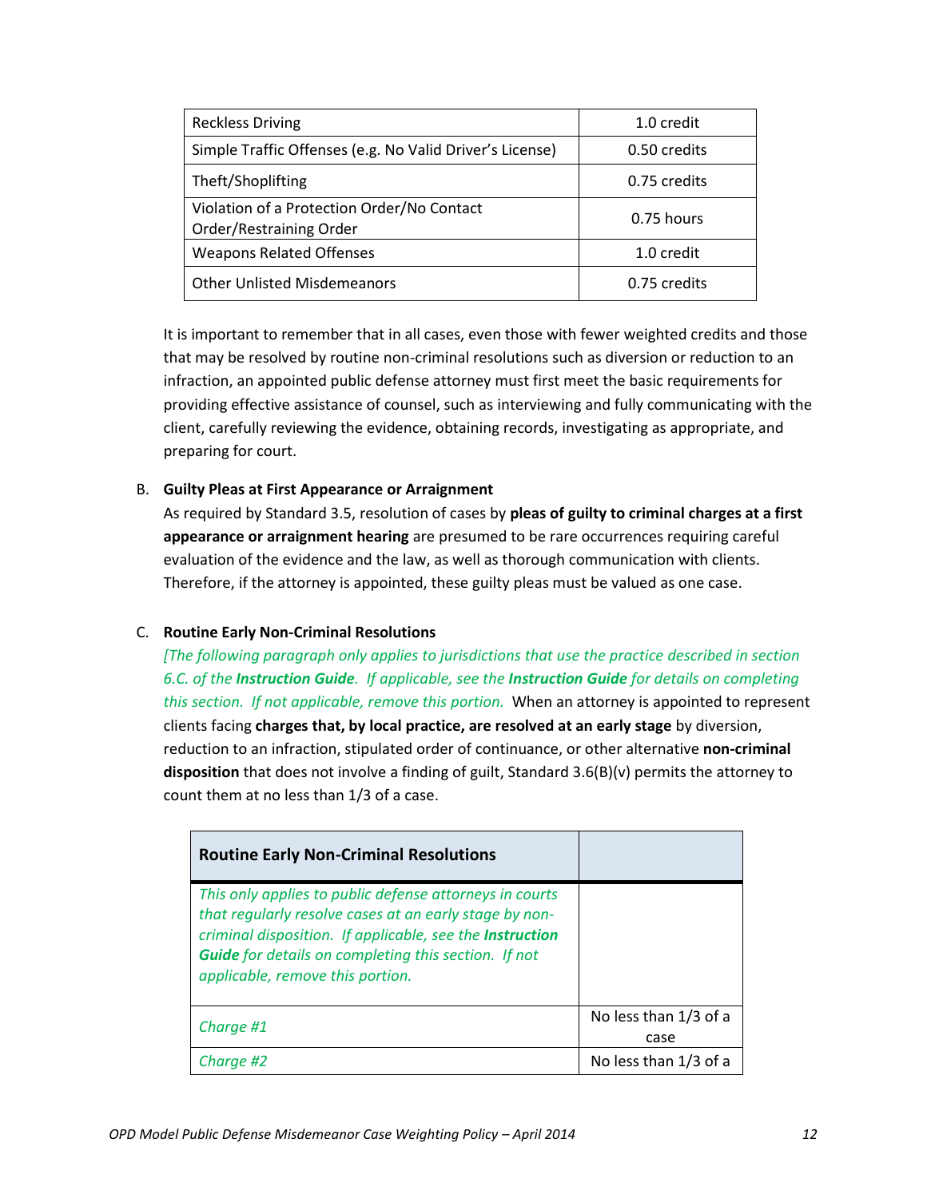| Reckless Driving | 1.0 credit |
|---|---|
| Simple Traffic Offenses (e.g. No Valid Driver's License) | 0.50 credits |
| Theft/Shoplifting | 0.75 credits |
| Violation of a Protection Order/No Contact Order/Restraining Order | 0.75 hours |
| Weapons Related Offenses | 1.0 credit |
| Other Unlisted Misdemeanors | 0.75 credits |

It is important to remember that in all cases, even those with fewer weighted credits and those that may be resolved by routine non-criminal resolutions such as diversion or reduction to an infraction, an appointed public defense attorney must first meet the basic requirements for providing effective assistance of counsel, such as interviewing and fully communicating with the client, carefully reviewing the evidence, obtaining records, investigating as appropriate, and preparing for court.

B. **Guilty Pleas at First Appearance or Arraignment**

As required by Standard 3.5, resolution of cases by **pleas of guilty to criminal charges at a first appearance or arraignment hearing** are presumed to be rare occurrences requiring careful evaluation of the evidence and the law, as well as thorough communication with clients. Therefore, if the attorney is appointed, these guilty pleas must be valued as one case.

C. **Routine Early Non-Criminal Resolutions**

*[The following paragraph only applies to jurisdictions that use the practice described in section 6.C. of the **Instruction Guide**. If applicable, see the **Instruction Guide** for details on completing this section. If not applicable, remove this portion.* When an attorney is appointed to represent clients facing **charges that, by local practice, are resolved at an early stage** by diversion, reduction to an infraction, stipulated order of continuance, or other alternative **non-criminal disposition** that does not involve a finding of guilt, Standard 3.6(B)(v) permits the attorney to count them at no less than 1/3 of a case.

| **Routine Early Non-Criminal Resolutions** | |
|---|---|
| *This only applies to public defense attorneys in courts that regularly resolve cases at an early stage by non-criminal disposition. If applicable, see the **Instruction Guide** for details on completing this section. If not applicable, remove this portion.* | |
| *Charge #1* | No less than 1/3 of a case |
| *Charge #2* | No less than 1/3 of a |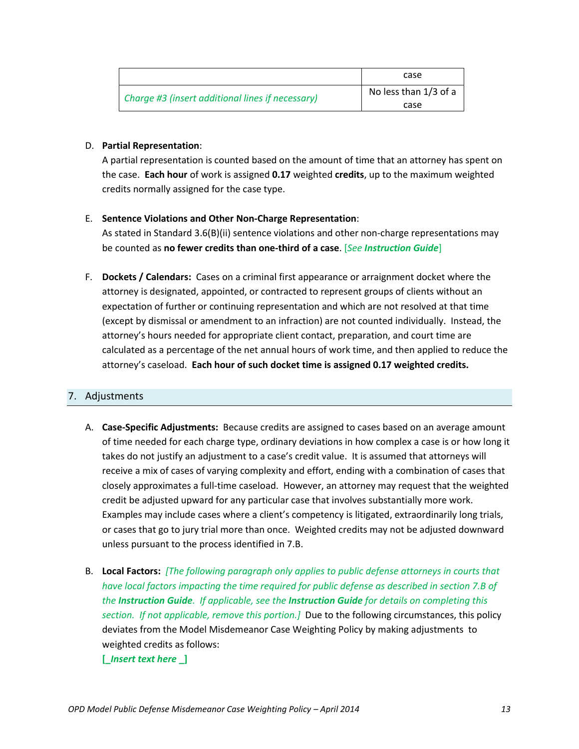| | case |
|---|---|
| *Charge #3 (insert additional lines if necessary)* | No less than 1/3 of a case |

D. **Partial Representation**:
A partial representation is counted based on the amount of time that an attorney has spent on the case. **Each hour** of work is assigned **0.17** weighted **credits**, up to the maximum weighted credits normally assigned for the case type.

E. **Sentence Violations and Other Non-Charge Representation**:
As stated in Standard 3.6(B)(ii) sentence violations and other non-charge representations may be counted as **no fewer credits than one-third of a case**. [*See* ***Instruction Guide***]

F. **Dockets / Calendars:** Cases on a criminal first appearance or arraignment docket where the attorney is designated, appointed, or contracted to represent groups of clients without an expectation of further or continuing representation and which are not resolved at that time (except by dismissal or amendment to an infraction) are not counted individually. Instead, the attorney's hours needed for appropriate client contact, preparation, and court time are calculated as a percentage of the net annual hours of work time, and then applied to reduce the attorney's caseload. **Each hour of such docket time is assigned 0.17 weighted credits.**

## 7. Adjustments

A. **Case-Specific Adjustments:** Because credits are assigned to cases based on an average amount of time needed for each charge type, ordinary deviations in how complex a case is or how long it takes do not justify an adjustment to a case's credit value. It is assumed that attorneys will receive a mix of cases of varying complexity and effort, ending with a combination of cases that closely approximates a full-time caseload. However, an attorney may request that the weighted credit be adjusted upward for any particular case that involves substantially more work. Examples may include cases where a client's competency is litigated, extraordinarily long trials, or cases that go to jury trial more than once. Weighted credits may not be adjusted downward unless pursuant to the process identified in 7.B.

B. **Local Factors:** *[The following paragraph only applies to public defense attorneys in courts that have local factors impacting the time required for public defense as described in section 7.B of the* ***Instruction Guide****. If applicable, see the* ***Instruction Guide*** *for details on completing this section. If not applicable, remove this portion.]* Due to the following circumstances, this policy deviates from the Model Misdemeanor Case Weighting Policy by making adjustments to weighted credits as follows:
**[_*Insert text here* _]**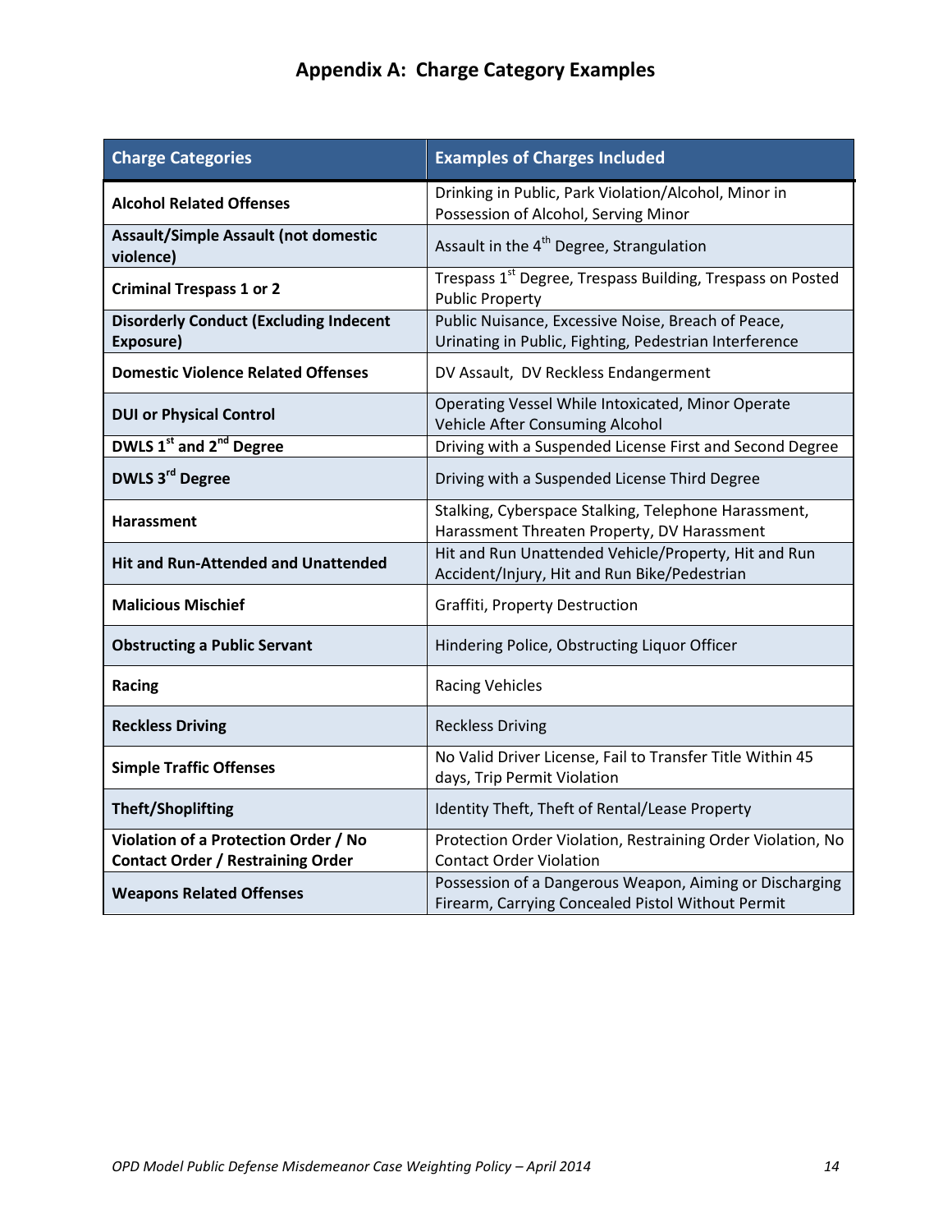# Appendix A: Charge Category Examples

| Charge Categories | Examples of Charges Included |
|---|---|
| **Alcohol Related Offenses** | Drinking in Public, Park Violation/Alcohol, Minor in Possession of Alcohol, Serving Minor |
| **Assault/Simple Assault (not domestic violence)** | Assault in the 4th Degree, Strangulation |
| **Criminal Trespass 1 or 2** | Trespass 1st Degree, Trespass Building, Trespass on Posted Public Property |
| **Disorderly Conduct (Excluding Indecent Exposure)** | Public Nuisance, Excessive Noise, Breach of Peace, Urinating in Public, Fighting, Pedestrian Interference |
| **Domestic Violence Related Offenses** | DV Assault, DV Reckless Endangerment |
| **DUI or Physical Control** | Operating Vessel While Intoxicated, Minor Operate Vehicle After Consuming Alcohol |
| **DWLS 1st and 2nd Degree** | Driving with a Suspended License First and Second Degree |
| **DWLS 3rd Degree** | Driving with a Suspended License Third Degree |
| **Harassment** | Stalking, Cyberspace Stalking, Telephone Harassment, Harassment Threaten Property, DV Harassment |
| **Hit and Run-Attended and Unattended** | Hit and Run Unattended Vehicle/Property, Hit and Run Accident/Injury, Hit and Run Bike/Pedestrian |
| **Malicious Mischief** | Graffiti, Property Destruction |
| **Obstructing a Public Servant** | Hindering Police, Obstructing Liquor Officer |
| **Racing** | Racing Vehicles |
| **Reckless Driving** | Reckless Driving |
| **Simple Traffic Offenses** | No Valid Driver License, Fail to Transfer Title Within 45 days, Trip Permit Violation |
| **Theft/Shoplifting** | Identity Theft, Theft of Rental/Lease Property |
| **Violation of a Protection Order / No Contact Order / Restraining Order** | Protection Order Violation, Restraining Order Violation, No Contact Order Violation |
| **Weapons Related Offenses** | Possession of a Dangerous Weapon, Aiming or Discharging Firearm, Carrying Concealed Pistol Without Permit |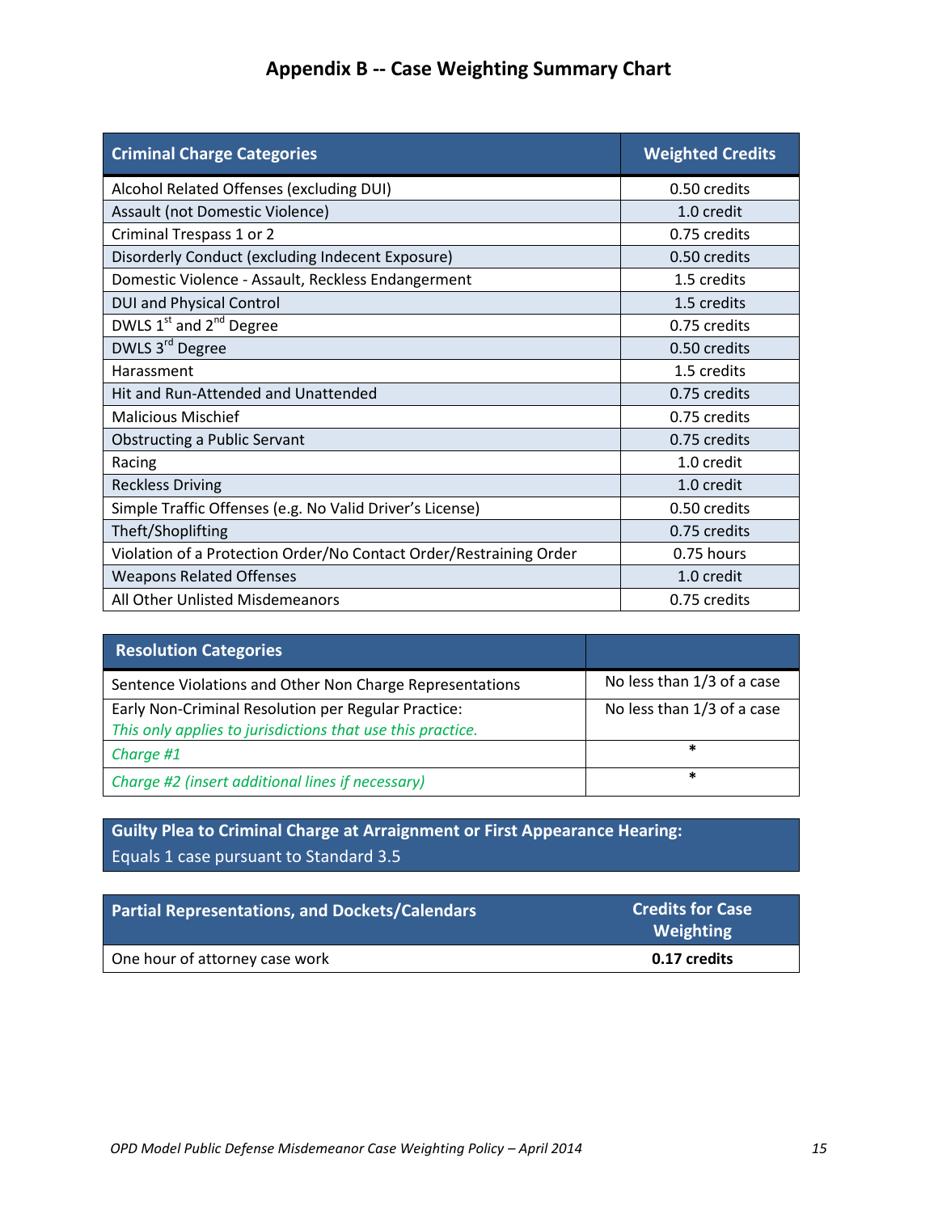# Appendix B -- Case Weighting Summary Chart

| Criminal Charge Categories | Weighted Credits |
|---|---|
| Alcohol Related Offenses (excluding DUI) | 0.50 credits |
| Assault (not Domestic Violence) | 1.0 credit |
| Criminal Trespass 1 or 2 | 0.75 credits |
| Disorderly Conduct (excluding Indecent Exposure) | 0.50 credits |
| Domestic Violence - Assault, Reckless Endangerment | 1.5 credits |
| DUI and Physical Control | 1.5 credits |
| DWLS 1st and 2nd Degree | 0.75 credits |
| DWLS 3rd Degree | 0.50 credits |
| Harassment | 1.5 credits |
| Hit and Run-Attended and Unattended | 0.75 credits |
| Malicious Mischief | 0.75 credits |
| Obstructing a Public Servant | 0.75 credits |
| Racing | 1.0 credit |
| Reckless Driving | 1.0 credit |
| Simple Traffic Offenses (e.g. No Valid Driver's License) | 0.50 credits |
| Theft/Shoplifting | 0.75 credits |
| Violation of a Protection Order/No Contact Order/Restraining Order | 0.75 hours |
| Weapons Related Offenses | 1.0 credit |
| All Other Unlisted Misdemeanors | 0.75 credits |

| Resolution Categories | |
|---|---|
| Sentence Violations and Other Non Charge Representations | No less than 1/3 of a case |
| Early Non-Criminal Resolution per Regular Practice: *This only applies to jurisdictions that use this practice.* | No less than 1/3 of a case |
| *Charge #1* | * |
| *Charge #2 (insert additional lines if necessary)* | * |

**Guilty Plea to Criminal Charge at Arraignment or First Appearance Hearing:**
Equals 1 case pursuant to Standard 3.5

| Partial Representations, and Dockets/Calendars | Credits for Case Weighting |
|---|---|
| One hour of attorney case work | **0.17 credits** |